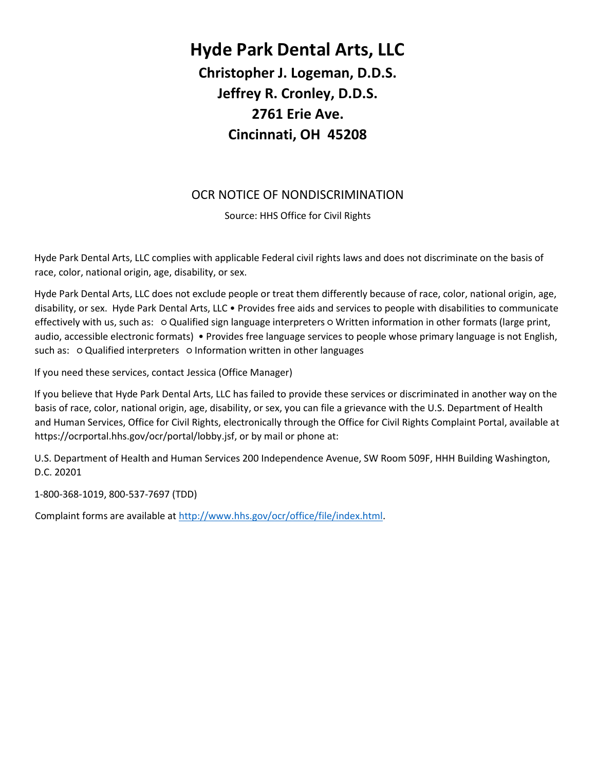# Hyde Park Dental Arts, LLC

## Christopher J. Logeman, D.D.S.

## Jeffrey R. Cronley, D.D.S.

## 2761 Erie Ave.

## Cincinnati, OH 45208

### OCR NOTICE OF NONDISCRIMINATION

Source: HHS Office for Civil Rights

Hyde Park Dental Arts, LLC complies with applicable Federal civil rights laws and does not discriminate on the basis of race, color, national origin, age, disability, or sex.

Hyde Park Dental Arts, LLC does not exclude people or treat them differently because of race, color, national origin, age, disability, or sex. Hyde Park Dental Arts, LLC • Provides free aids and services to people with disabilities to communicate effectively with us, such as: ○ Qualified sign language interpreters ○ Written information in other formats (large print, audio, accessible electronic formats) • Provides free language services to people whose primary language is not English, such as: ○ Qualified interpreters ○ Information written in other languages

If you need these services, contact Jessica (Office Manager)

If you believe that Hyde Park Dental Arts, LLC has failed to provide these services or discriminated in another way on the basis of race, color, national origin, age, disability, or sex, you can file a grievance with the U.S. Department of Health and Human Services, Office for Civil Rights, electronically through the Office for Civil Rights Complaint Portal, available at https://ocrportal.hhs.gov/ocr/portal/lobby.jsf, or by mail or phone at:

U.S. Department of Health and Human Services 200 Independence Avenue, SW Room 509F, HHH Building Washington, D.C. 20201

1-800-368-1019, 800-537-7697 (TDD)

Complaint forms are available at http://www.hhs.gov/ocr/office/file/index.html.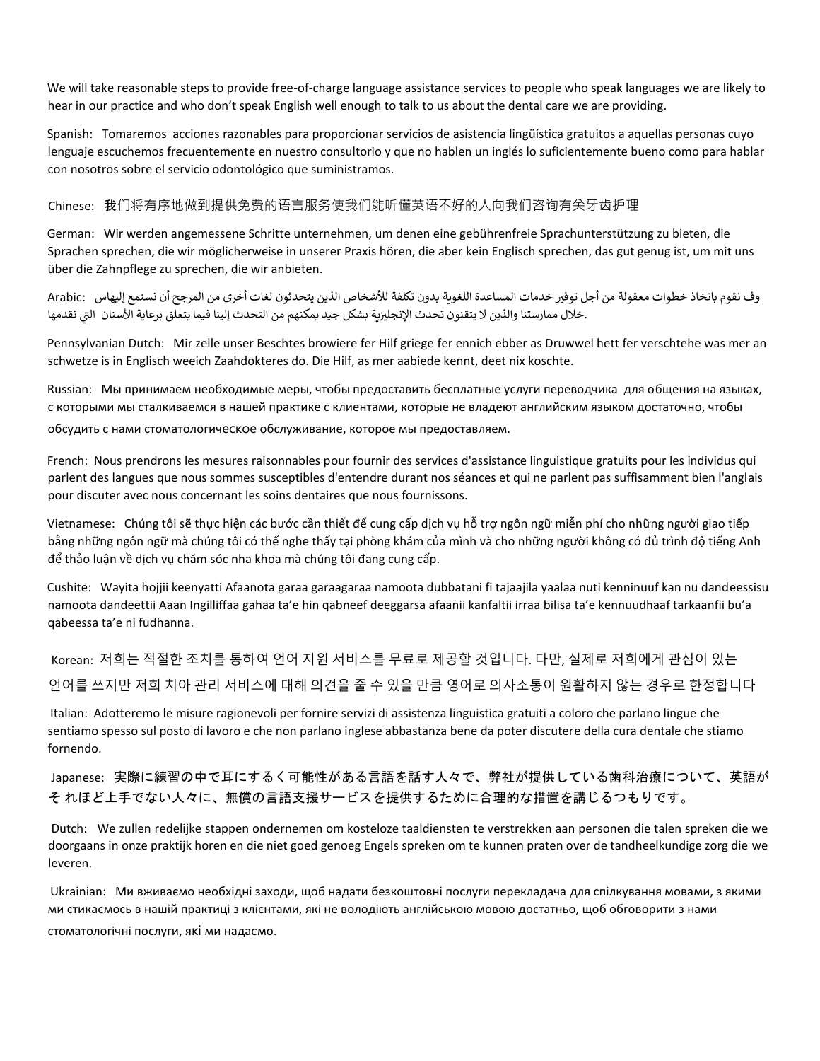We will take reasonable steps to provide free-of-charge language assistance services to people who speak languages we are likely to hear in our practice and who don't speak English well enough to talk to us about the dental care we are providing.

Spanish: Tomaremos acciones razonables para proporcionar servicios de asistencia lingüística gratuitos a aquellas personas cuyo lenguaje escuchemos frecuentemente en nuestro consultorio y que no hablen un inglés lo suficientemente bueno como para hablar con nosotros sobre el servicio odontológico que suministramos.

Chinese: 我们将有序地做到提供免费的语言服务使我们能听懂英语不好的人向我们咨询有关牙齿护理

German: Wir werden angemessene Schritte unternehmen, um denen eine gebührenfreie Sprachunterstützung zu bieten, die Sprachen sprechen, die wir möglicherweise in unserer Praxis hören, die aber kein Englisch sprechen, das gut genug ist, um mit uns über die Zahnpflege zu sprechen, die wir anbieten.

Arabic: وف نقوم باتخاذ خطوات معقولة من أجل توفير خدمات المساعدة اللغوية بدون تكلفة للأشخاص الذين يتحدثون لغات أخرى من المرجح أن نستمع إليهاس خلال ممارستنا والذين لا يتقنون تحدث الإنجليزية بشكل جيد يمكنهم من التحدث إلينا فيما يتعلق برعاية الأسنان التي نقدمها.

Pennsylvanian Dutch: Mir zelle unser Beschtes browiere fer Hilf griege fer ennich ebber as Druwwel hett fer verschtehe was mer an schwetze is in Englisch weeich Zaahdokteres do. Die Hilf, as mer aabiede kennt, deet nix koschte.

Russian: Мы принимаем необходимые меры, чтобы предоставить бесплатные услуги переводчика для общения на языках, с которыми мы сталкиваемся в нашей практике с клиентами, которые не владеют английским языком достаточно, чтобы обсудить с нами стоматологическое обслуживание, которое мы предоставляем.

French: Nous prendrons les mesures raisonnables pour fournir des services d'assistance linguistique gratuits pour les individus qui parlent des langues que nous sommes susceptibles d'entendre durant nos séances et qui ne parlent pas suffisamment bien l'anglais pour discuter avec nous concernant les soins dentaires que nous fournissons.

Vietnamese: Chúng tôi sẽ thực hiện các bước cần thiết để cung cấp dịch vụ hỗ trợ ngôn ngữ miễn phí cho những người giao tiếp bằng những ngôn ngữ mà chúng tôi có thể nghe thấy tại phòng khám của mình và cho những người không có đủ trình độ tiếng Anh để thảo luận về dịch vụ chăm sóc nha khoa mà chúng tôi đang cung cấp.

Cushite: Wayita hojjii keenyatti Afaanota garaa garaagaraa namoota dubbatani fi tajaajila yaalaa nuti kenninuuf kan nu dandeessisu namoota dandeettii Aaan Ingilliffaa gahaa ta'e hin qabneef deeggarsa afaanii kanfaltii irraa bilisa ta'e kennuudhaaf tarkaanfii bu'a qabeessa ta'e ni fudhanna.

Korean: 저희는 적절한 조치를 통하여 언어 지원 서비스를 무료로 제공할 것입니다. 다만, 실제로 저희에게 관심이 있는 언어를 쓰지만 저희 치아 관리 서비스에 대해 의견을 줄 수 있을 만큼 영어로 의사소통이 원활하지 않는 경우로 한정합니다

Italian: Adotteremo le misure ragionevoli per fornire servizi di assistenza linguistica gratuiti a coloro che parlano lingue che sentiamo spesso sul posto di lavoro e che non parlano inglese abbastanza bene da poter discutere della cura dentale che stiamo fornendo.

Japanese: 実際に練習の中で耳にするく可能性がある言語を話す人々で、弊社が提供している歯科治療について、英語がそ れほど上手でない人々に、無償の言語支援サービスを提供するために合理的な措置を講じるつもりです。

Dutch: We zullen redelijke stappen ondernemen om kosteloze taaldiensten te verstrekken aan personen die talen spreken die we doorgaans in onze praktijk horen en die niet goed genoeg Engels spreken om te kunnen praten over de tandheelkundige zorg die we leveren.

Ukrainian: Ми вживаємо необхідні заходи, щоб надати безкоштовні послуги перекладача для спілкування мовами, з якими ми стикаємось в нашій практиці з клієнтами, які не володіють англійською мовою достатньо, щоб обговорити з нами стоматологічні послуги, які ми надаємо.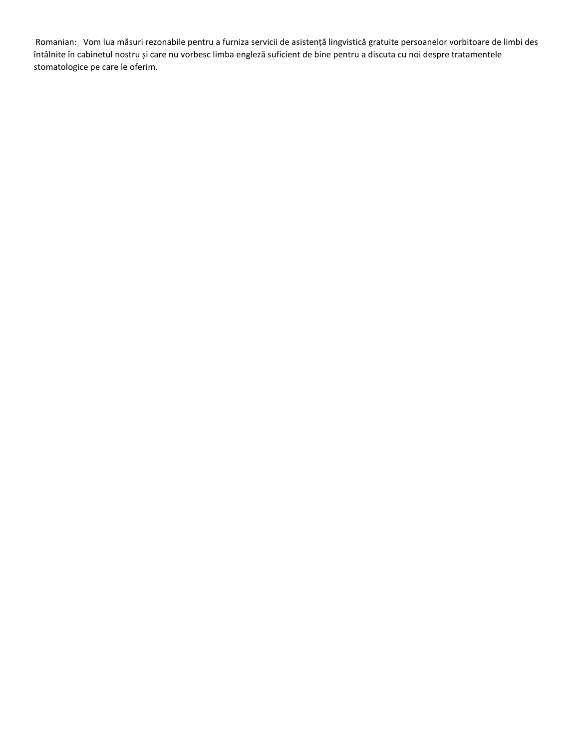Romanian: Vom lua măsuri rezonabile pentru a furniza servicii de asistență lingvistică gratuite persoanelor vorbitoare de limbi des întâlnite în cabinetul nostru și care nu vorbesc limba engleză suficient de bine pentru a discuta cu noi despre tratamentele stomatologice pe care le oferim.